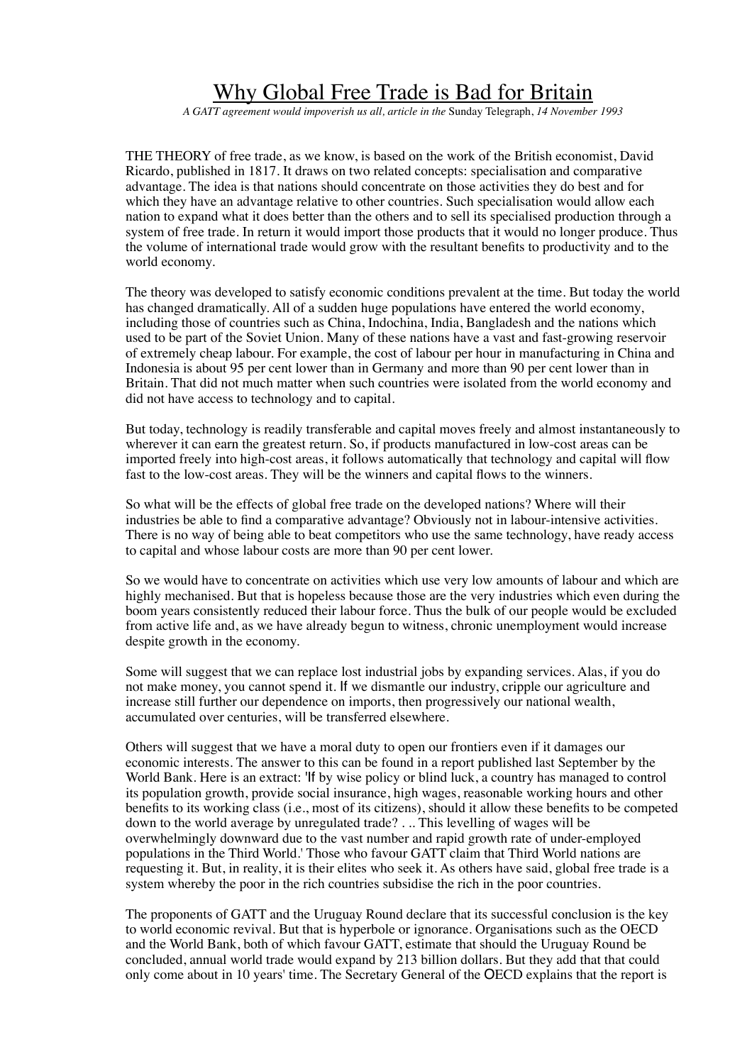# Why Global Free Trade is Bad for Britain

*A GATT agreement would impoverish us all, article in the* Sunday Telegraph, *14 November 1993*

THE THEORY of free trade, as we know, is based on the work of the British economist, David Ricardo, published in 1817. It draws on two related concepts: specialisation and comparative advantage. The idea is that nations should concentrate on those activities they do best and for which they have an advantage relative to other countries. Such specialisation would allow each nation to expand what it does better than the others and to sell its specialised production through a system of free trade. In return it would import those products that it would no longer produce. Thus the volume of international trade would grow with the resultant benefits to productivity and to the world economy.

The theory was developed to satisfy economic conditions prevalent at the time. But today the world has changed dramatically. All of a sudden huge populations have entered the world economy, including those of countries such as China, Indochina, India, Bangladesh and the nations which used to be part of the Soviet Union. Many of these nations have a vast and fast-growing reservoir of extremely cheap labour. For example, the cost of labour per hour in manufacturing in China and Indonesia is about 95 per cent lower than in Germany and more than 90 per cent lower than in Britain. That did not much matter when such countries were isolated from the world economy and did not have access to technology and to capital.

But today, technology is readily transferable and capital moves freely and almost instantaneously to wherever it can earn the greatest return. So, if products manufactured in low-cost areas can be imported freely into high-cost areas, it follows automatically that technology and capital will flow fast to the low-cost areas. They will be the winners and capital flows to the winners.

So what will be the effects of global free trade on the developed nations? Where will their industries be able to find a comparative advantage? Obviously not in labour-intensive activities. There is no way of being able to beat competitors who use the same technology, have ready access to capital and whose labour costs are more than 90 per cent lower.

So we would have to concentrate on activities which use very low amounts of labour and which are highly mechanised. But that is hopeless because those are the very industries which even during the boom years consistently reduced their labour force. Thus the bulk of our people would be excluded from active life and, as we have already begun to witness, chronic unemployment would increase despite growth in the economy.

Some will suggest that we can replace lost industrial jobs by expanding services. Alas, if you do not make money, you cannot spend it. If we dismantle our industry, cripple our agriculture and increase still further our dependence on imports, then progressively our national wealth, accumulated over centuries, will be transferred elsewhere.

Others will suggest that we have a moral duty to open our frontiers even if it damages our economic interests. The answer to this can be found in a report published last September by the World Bank. Here is an extract: 'If by wise policy or blind luck, a country has managed to control its population growth, provide social insurance, high wages, reasonable working hours and other benefits to its working class (i.e., most of its citizens), should it allow these benefits to be competed down to the world average by unregulated trade? . .. This levelling of wages will be overwhelmingly downward due to the vast number and rapid growth rate of under-employed populations in the Third World.' Those who favour GATT claim that Third World nations are requesting it. But, in reality, it is their elites who seek it. As others have said, global free trade is a system whereby the poor in the rich countries subsidise the rich in the poor countries.

The proponents of GATT and the Uruguay Round declare that its successful conclusion is the key to world economic revival. But that is hyperbole or ignorance. Organisations such as the OECD and the World Bank, both of which favour GATT, estimate that should the Uruguay Round be concluded, annual world trade would expand by 213 billion dollars. But they add that that could only come about in 10 years' time. The Secretary General of the OECD explains that the report is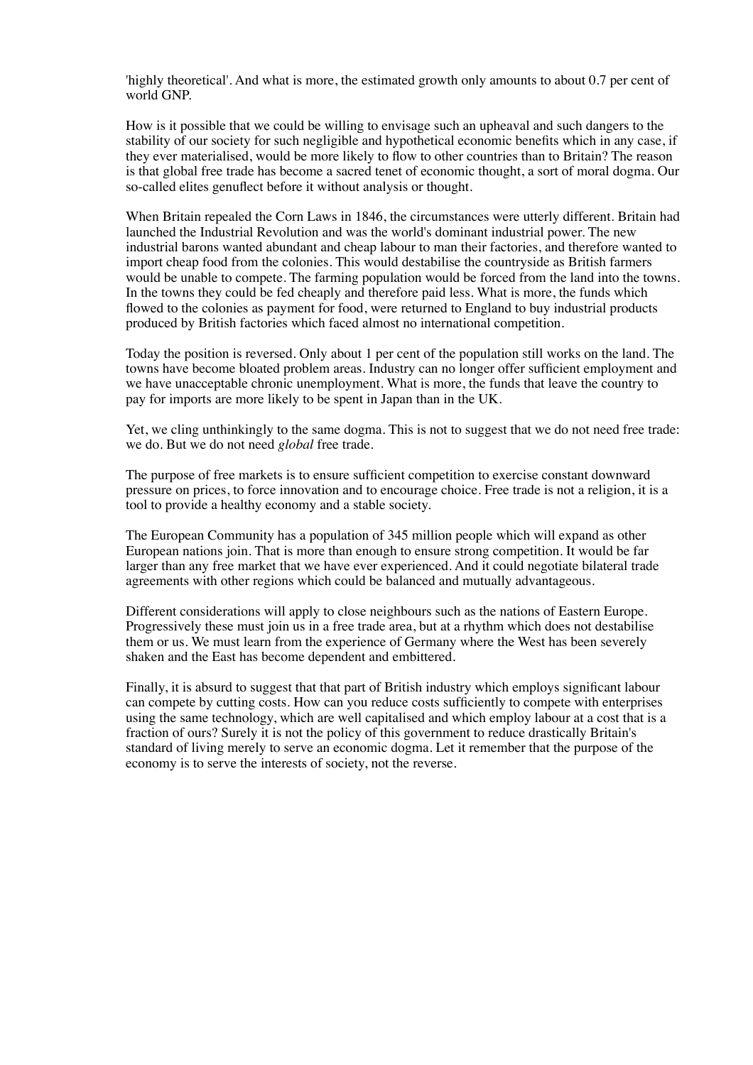'highly theoretical'. And what is more, the estimated growth only amounts to about 0.7 per cent of world GNP.

How is it possible that we could be willing to envisage such an upheaval and such dangers to the stability of our society for such negligible and hypothetical economic benefits which in any case, if they ever materialised, would be more likely to flow to other countries than to Britain? The reason is that global free trade has become a sacred tenet of economic thought, a sort of moral dogma. Our so-called elites genuflect before it without analysis or thought.

When Britain repealed the Corn Laws in 1846, the circumstances were utterly different. Britain had launched the Industrial Revolution and was the world's dominant industrial power. The new industrial barons wanted abundant and cheap labour to man their factories, and therefore wanted to import cheap food from the colonies. This would destabilise the countryside as British farmers would be unable to compete. The farming population would be forced from the land into the towns. In the towns they could be fed cheaply and therefore paid less. What is more, the funds which flowed to the colonies as payment for food, were returned to England to buy industrial products produced by British factories which faced almost no international competition.

Today the position is reversed. Only about 1 per cent of the population still works on the land. The towns have become bloated problem areas. Industry can no longer offer sufficient employment and we have unacceptable chronic unemployment. What is more, the funds that leave the country to pay for imports are more likely to be spent in Japan than in the UK.

Yet, we cling unthinkingly to the same dogma. This is not to suggest that we do not need free trade: we do. But we do not need *global* free trade.

The purpose of free markets is to ensure sufficient competition to exercise constant downward pressure on prices, to force innovation and to encourage choice. Free trade is not a religion, it is a tool to provide a healthy economy and a stable society.

The European Community has a population of 345 million people which will expand as other European nations join. That is more than enough to ensure strong competition. It would be far larger than any free market that we have ever experienced. And it could negotiate bilateral trade agreements with other regions which could be balanced and mutually advantageous.

Different considerations will apply to close neighbours such as the nations of Eastern Europe. Progressively these must join us in a free trade area, but at a rhythm which does not destabilise them or us. We must learn from the experience of Germany where the West has been severely shaken and the East has become dependent and embittered.

Finally, it is absurd to suggest that that part of British industry which employs significant labour can compete by cutting costs. How can you reduce costs sufficiently to compete with enterprises using the same technology, which are well capitalised and which employ labour at a cost that is a fraction of ours? Surely it is not the policy of this government to reduce drastically Britain's standard of living merely to serve an economic dogma. Let it remember that the purpose of the economy is to serve the interests of society, not the reverse.